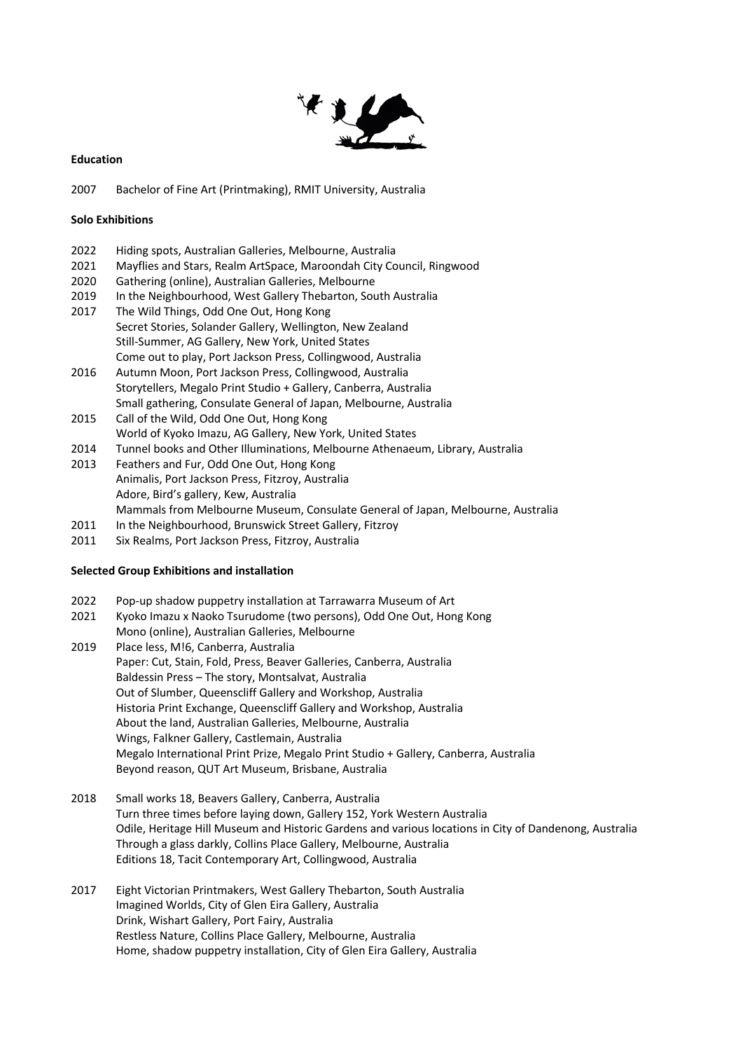**Education**

2007 Bachelor of Fine Art (Printmaking), RMIT University, Australia

**Solo Exhibitions**

2022 Hiding spots, Australian Galleries, Melbourne, Australia
2021 Mayflies and Stars, Realm ArtSpace, Maroondah City Council, Ringwood
2020 Gathering (online), Australian Galleries, Melbourne
2019 In the Neighbourhood, West Gallery Thebarton, South Australia
2017 The Wild Things, Odd One Out, Hong Kong
Secret Stories, Solander Gallery, Wellington, New Zealand
Still-Summer, AG Gallery, New York, United States
Come out to play, Port Jackson Press, Collingwood, Australia
2016 Autumn Moon, Port Jackson Press, Collingwood, Australia
Storytellers, Megalo Print Studio + Gallery, Canberra, Australia
Small gathering, Consulate General of Japan, Melbourne, Australia
2015 Call of the Wild, Odd One Out, Hong Kong
World of Kyoko Imazu, AG Gallery, New York, United States
2014 Tunnel books and Other Illuminations, Melbourne Athenaeum, Library, Australia
2013 Feathers and Fur, Odd One Out, Hong Kong
Animalis, Port Jackson Press, Fitzroy, Australia
Adore, Bird's gallery, Kew, Australia
Mammals from Melbourne Museum, Consulate General of Japan, Melbourne, Australia
2011 In the Neighbourhood, Brunswick Street Gallery, Fitzroy
2011 Six Realms, Port Jackson Press, Fitzroy, Australia

**Selected Group Exhibitions and installation**

2022 Pop-up shadow puppetry installation at Tarrawarra Museum of Art
2021 Kyoko Imazu x Naoko Tsurudome (two persons), Odd One Out, Hong Kong
Mono (online), Australian Galleries, Melbourne
2019 Place less, M!6, Canberra, Australia
Paper: Cut, Stain, Fold, Press, Beaver Galleries, Canberra, Australia
Baldessin Press – The story, Montsalvat, Australia
Out of Slumber, Queenscliff Gallery and Workshop, Australia
Historia Print Exchange, Queenscliff Gallery and Workshop, Australia
About the land, Australian Galleries, Melbourne, Australia
Wings, Falkner Gallery, Castlemain, Australia
Megalo International Print Prize, Megalo Print Studio + Gallery, Canberra, Australia
Beyond reason, QUT Art Museum, Brisbane, Australia

2018 Small works 18, Beavers Gallery, Canberra, Australia
Turn three times before laying down, Gallery 152, York Western Australia
Odile, Heritage Hill Museum and Historic Gardens and various locations in City of Dandenong, Australia
Through a glass darkly, Collins Place Gallery, Melbourne, Australia
Editions 18, Tacit Contemporary Art, Collingwood, Australia

2017 Eight Victorian Printmakers, West Gallery Thebarton, South Australia
Imagined Worlds, City of Glen Eira Gallery, Australia
Drink, Wishart Gallery, Port Fairy, Australia
Restless Nature, Collins Place Gallery, Melbourne, Australia
Home, shadow puppetry installation, City of Glen Eira Gallery, Australia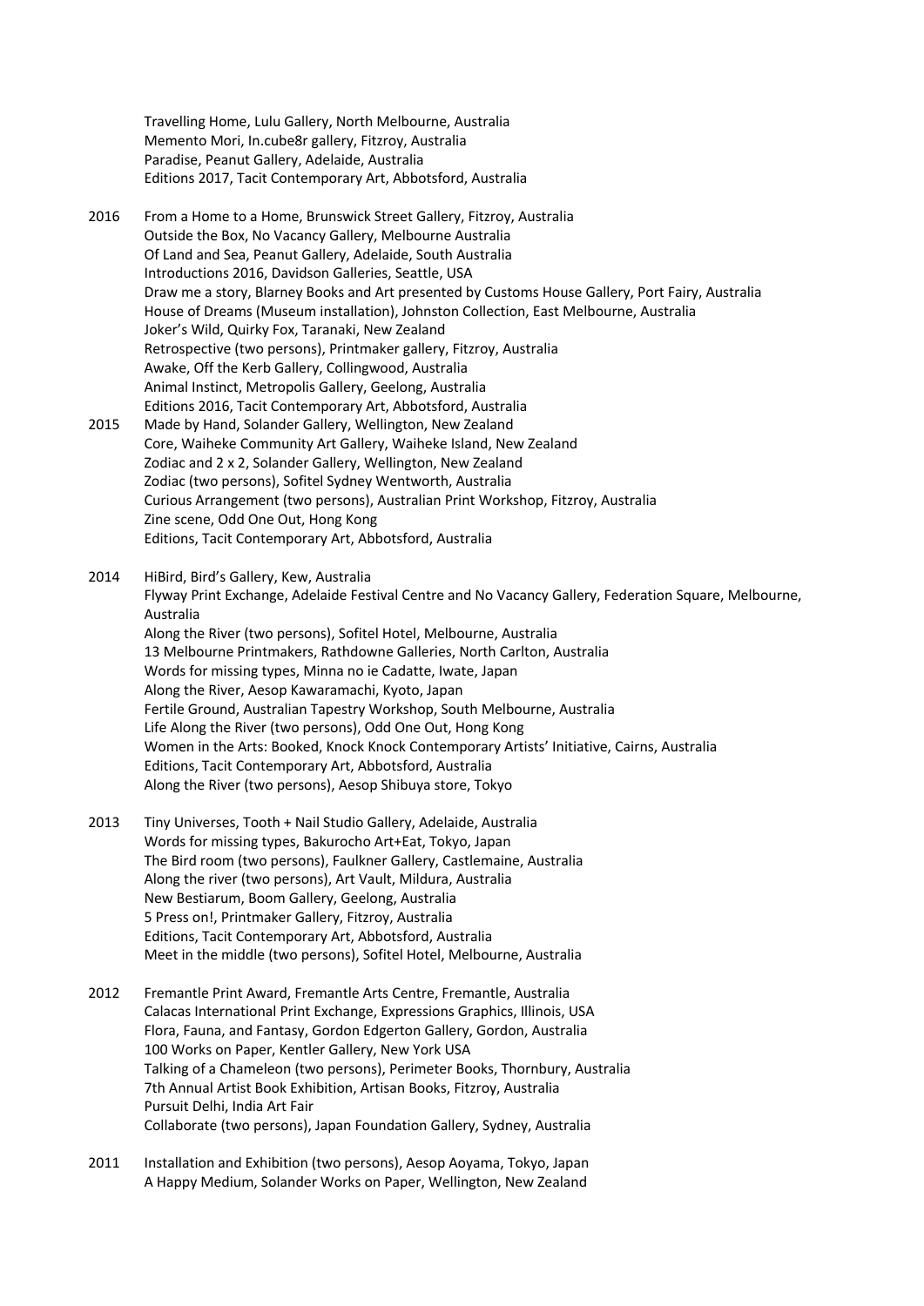Travelling Home, Lulu Gallery, North Melbourne, Australia
Memento Mori, In.cube8r gallery, Fitzroy, Australia
Paradise, Peanut Gallery, Adelaide, Australia
Editions 2017, Tacit Contemporary Art, Abbotsford, Australia

2016 From a Home to a Home, Brunswick Street Gallery, Fitzroy, Australia
Outside the Box, No Vacancy Gallery, Melbourne Australia
Of Land and Sea, Peanut Gallery, Adelaide, South Australia
Introductions 2016, Davidson Galleries, Seattle, USA
Draw me a story, Blarney Books and Art presented by Customs House Gallery, Port Fairy, Australia
House of Dreams (Museum installation), Johnston Collection, East Melbourne, Australia
Joker's Wild, Quirky Fox, Taranaki, New Zealand
Retrospective (two persons), Printmaker gallery, Fitzroy, Australia
Awake, Off the Kerb Gallery, Collingwood, Australia
Animal Instinct, Metropolis Gallery, Geelong, Australia
Editions 2016, Tacit Contemporary Art, Abbotsford, Australia

2015 Made by Hand, Solander Gallery, Wellington, New Zealand
Core, Waiheke Community Art Gallery, Waiheke Island, New Zealand
Zodiac and 2 x 2, Solander Gallery, Wellington, New Zealand
Zodiac (two persons), Sofitel Sydney Wentworth, Australia
Curious Arrangement (two persons), Australian Print Workshop, Fitzroy, Australia
Zine scene, Odd One Out, Hong Kong
Editions, Tacit Contemporary Art, Abbotsford, Australia

2014 HiBird, Bird's Gallery, Kew, Australia
Flyway Print Exchange, Adelaide Festival Centre and No Vacancy Gallery, Federation Square, Melbourne, Australia
Along the River (two persons), Sofitel Hotel, Melbourne, Australia
13 Melbourne Printmakers, Rathdowne Galleries, North Carlton, Australia
Words for missing types, Minna no ie Cadatte, Iwate, Japan
Along the River, Aesop Kawaramachi, Kyoto, Japan
Fertile Ground, Australian Tapestry Workshop, South Melbourne, Australia
Life Along the River (two persons), Odd One Out, Hong Kong
Women in the Arts: Booked, Knock Knock Contemporary Artists' Initiative, Cairns, Australia
Editions, Tacit Contemporary Art, Abbotsford, Australia
Along the River (two persons), Aesop Shibuya store, Tokyo

2013 Tiny Universes, Tooth + Nail Studio Gallery, Adelaide, Australia
Words for missing types, Bakurocho Art+Eat, Tokyo, Japan
The Bird room (two persons), Faulkner Gallery, Castlemaine, Australia
Along the river (two persons), Art Vault, Mildura, Australia
New Bestiarum, Boom Gallery, Geelong, Australia
5 Press on!, Printmaker Gallery, Fitzroy, Australia
Editions, Tacit Contemporary Art, Abbotsford, Australia
Meet in the middle (two persons), Sofitel Hotel, Melbourne, Australia

2012 Fremantle Print Award, Fremantle Arts Centre, Fremantle, Australia
Calacas International Print Exchange, Expressions Graphics, Illinois, USA
Flora, Fauna, and Fantasy, Gordon Edgerton Gallery, Gordon, Australia
100 Works on Paper, Kentler Gallery, New York USA
Talking of a Chameleon (two persons), Perimeter Books, Thornbury, Australia
7th Annual Artist Book Exhibition, Artisan Books, Fitzroy, Australia
Pursuit Delhi, India Art Fair
Collaborate (two persons), Japan Foundation Gallery, Sydney, Australia

2011 Installation and Exhibition (two persons), Aesop Aoyama, Tokyo, Japan
A Happy Medium, Solander Works on Paper, Wellington, New Zealand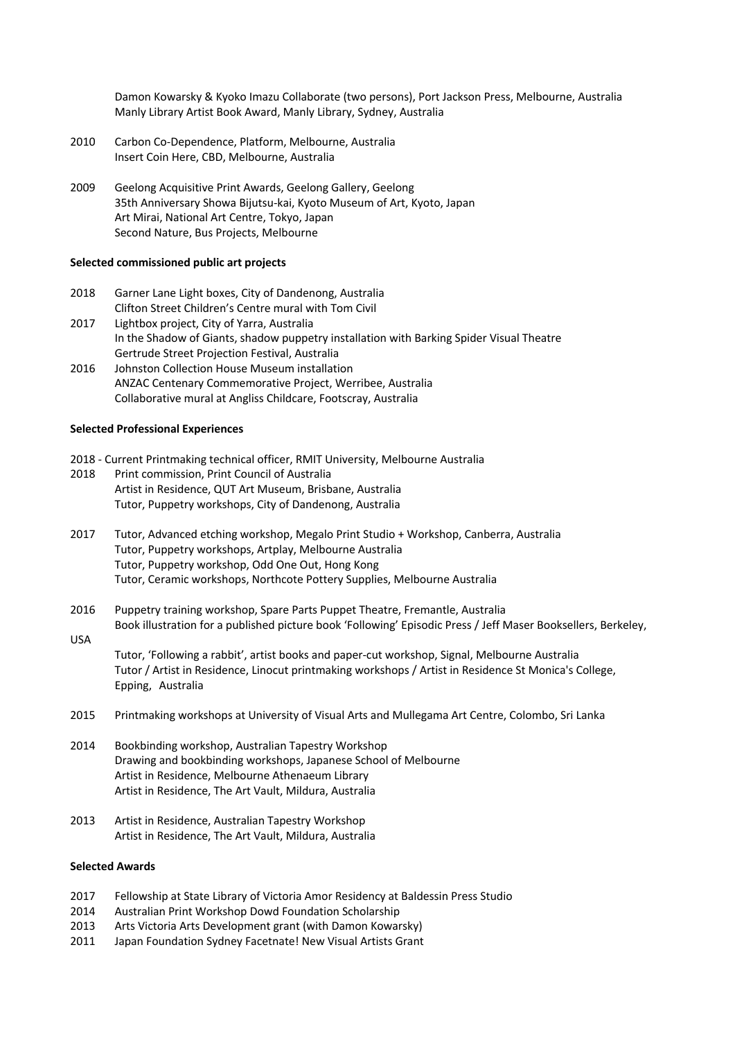Damon Kowarsky & Kyoko Imazu Collaborate (two persons), Port Jackson Press, Melbourne, Australia
Manly Library Artist Book Award, Manly Library, Sydney, Australia

2010 Carbon Co-Dependence, Platform, Melbourne, Australia
Insert Coin Here, CBD, Melbourne, Australia

2009 Geelong Acquisitive Print Awards, Geelong Gallery, Geelong
35th Anniversary Showa Bijutsu-kai, Kyoto Museum of Art, Kyoto, Japan
Art Mirai, National Art Centre, Tokyo, Japan
Second Nature, Bus Projects, Melbourne

**Selected commissioned public art projects**

2018 Garner Lane Light boxes, City of Dandenong, Australia
Clifton Street Children's Centre mural with Tom Civil

2017 Lightbox project, City of Yarra, Australia
In the Shadow of Giants, shadow puppetry installation with Barking Spider Visual Theatre
Gertrude Street Projection Festival, Australia

2016 Johnston Collection House Museum installation
ANZAC Centenary Commemorative Project, Werribee, Australia
Collaborative mural at Angliss Childcare, Footscray, Australia

**Selected Professional Experiences**

2018 - Current Printmaking technical officer, RMIT University, Melbourne Australia

2018 Print commission, Print Council of Australia
Artist in Residence, QUT Art Museum, Brisbane, Australia
Tutor, Puppetry workshops, City of Dandenong, Australia

2017 Tutor, Advanced etching workshop, Megalo Print Studio + Workshop, Canberra, Australia
Tutor, Puppetry workshops, Artplay, Melbourne Australia
Tutor, Puppetry workshop, Odd One Out, Hong Kong
Tutor, Ceramic workshops, Northcote Pottery Supplies, Melbourne Australia

2016 Puppetry training workshop, Spare Parts Puppet Theatre, Fremantle, Australia
Book illustration for a published picture book 'Following' Episodic Press / Jeff Maser Booksellers, Berkeley, USA
Tutor, 'Following a rabbit', artist books and paper-cut workshop, Signal, Melbourne Australia
Tutor / Artist in Residence, Linocut printmaking workshops / Artist in Residence St Monica's College, Epping, Australia

2015 Printmaking workshops at University of Visual Arts and Mullegama Art Centre, Colombo, Sri Lanka

2014 Bookbinding workshop, Australian Tapestry Workshop
Drawing and bookbinding workshops, Japanese School of Melbourne
Artist in Residence, Melbourne Athenaeum Library
Artist in Residence, The Art Vault, Mildura, Australia

2013 Artist in Residence, Australian Tapestry Workshop
Artist in Residence, The Art Vault, Mildura, Australia

**Selected Awards**

2017 Fellowship at State Library of Victoria Amor Residency at Baldessin Press Studio
2014 Australian Print Workshop Dowd Foundation Scholarship
2013 Arts Victoria Arts Development grant (with Damon Kowarsky)
2011 Japan Foundation Sydney Facetnate! New Visual Artists Grant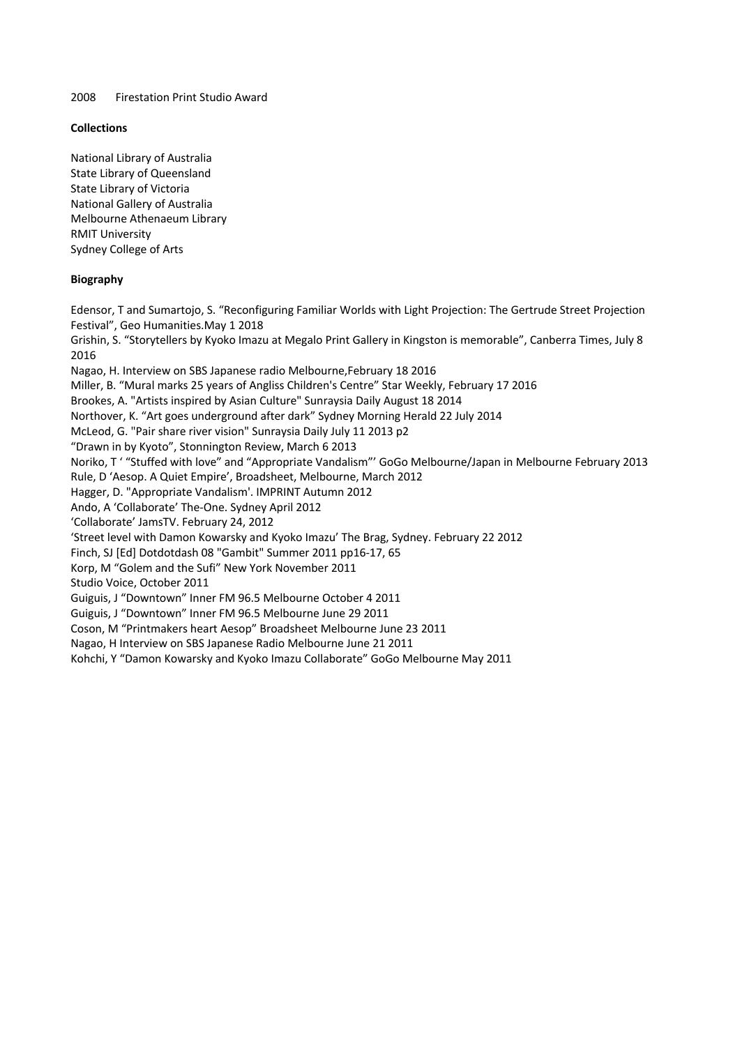2008 Firestation Print Studio Award

**Collections**

National Library of Australia
State Library of Queensland
State Library of Victoria
National Gallery of Australia
Melbourne Athenaeum Library
RMIT University
Sydney College of Arts

**Biography**

Edensor, T and Sumartojo, S. “Reconfiguring Familiar Worlds with Light Projection: The Gertrude Street Projection Festival”, Geo Humanities.May 1 2018
Grishin, S. “Storytellers by Kyoko Imazu at Megalo Print Gallery in Kingston is memorable”, Canberra Times, July 8 2016
Nagao, H. Interview on SBS Japanese radio Melbourne,February 18 2016
Miller, B. “Mural marks 25 years of Angliss Children's Centre” Star Weekly, February 17 2016
Brookes, A. "Artists inspired by Asian Culture" Sunraysia Daily August 18 2014
Northover, K. “Art goes underground after dark” Sydney Morning Herald 22 July 2014
McLeod, G. "Pair share river vision" Sunraysia Daily July 11 2013 p2
“Drawn in by Kyoto”, Stonnington Review, March 6 2013
Noriko, T ‘ “Stuffed with love” and “Appropriate Vandalism”’ GoGo Melbourne/Japan in Melbourne February 2013
Rule, D ‘Aesop. A Quiet Empire’, Broadsheet, Melbourne, March 2012
Hagger, D. "Appropriate Vandalism'. IMPRINT Autumn 2012
Ando, A ‘Collaborate’ The-One. Sydney April 2012
‘Collaborate’ JamsTV. February 24, 2012
‘Street level with Damon Kowarsky and Kyoko Imazu’ The Brag, Sydney. February 22 2012
Finch, SJ [Ed] Dotdotdash 08 "Gambit" Summer 2011 pp16-17, 65
Korp, M “Golem and the Sufi” New York November 2011
Studio Voice, October 2011
Guiguis, J “Downtown” Inner FM 96.5 Melbourne October 4 2011
Guiguis, J “Downtown” Inner FM 96.5 Melbourne June 29 2011
Coson, M “Printmakers heart Aesop” Broadsheet Melbourne June 23 2011
Nagao, H Interview on SBS Japanese Radio Melbourne June 21 2011
Kohchi, Y “Damon Kowarsky and Kyoko Imazu Collaborate” GoGo Melbourne May 2011